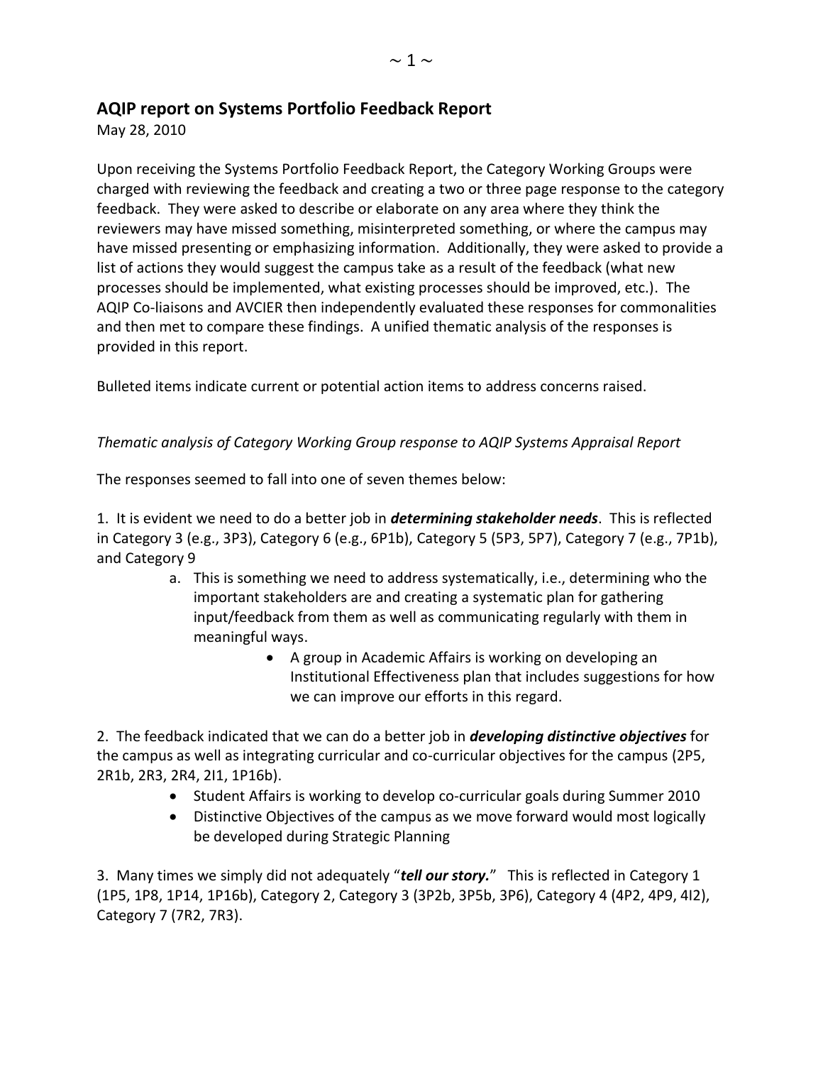## AQIP report on Systems Portfolio Feedback Report

May 28, 2010

Upon receiving the Systems Portfolio Feedback Report, the Category Working Groups were charged with reviewing the feedback and creating a two or three page response to the category feedback. They were asked to describe or elaborate on any area where they think the reviewers may have missed something, misinterpreted something, or where the campus may have missed presenting or emphasizing information. Additionally, they were asked to provide a list of actions they would suggest the campus take as a result of the feedback (what new processes should be implemented, what existing processes should be improved, etc.). The AQIP Co-liaisons and AVCIER then independently evaluated these responses for commonalities and then met to compare these findings. A unified thematic analysis of the responses is provided in this report.

Bulleted items indicate current or potential action items to address concerns raised.

*Thematic analysis of Category Working Group response to AQIP Systems Appraisal Report*

The responses seemed to fall into one of seven themes below:

1. It is evident we need to do a better job in ***determining stakeholder needs***. This is reflected in Category 3 (e.g., 3P3), Category 6 (e.g., 6P1b), Category 5 (5P3, 5P7), Category 7 (e.g., 7P1b), and Category 9
    a. This is something we need to address systematically, i.e., determining who the important stakeholders are and creating a systematic plan for gathering input/feedback from them as well as communicating regularly with them in meaningful ways.
        - A group in Academic Affairs is working on developing an Institutional Effectiveness plan that includes suggestions for how we can improve our efforts in this regard.

2. The feedback indicated that we can do a better job in ***developing distinctive objectives*** for the campus as well as integrating curricular and co-curricular objectives for the campus (2P5, 2R1b, 2R3, 2R4, 2I1, 1P16b).
    - Student Affairs is working to develop co-curricular goals during Summer 2010
    - Distinctive Objectives of the campus as we move forward would most logically be developed during Strategic Planning

3. Many times we simply did not adequately "***tell our story.***" This is reflected in Category 1 (1P5, 1P8, 1P14, 1P16b), Category 2, Category 3 (3P2b, 3P5b, 3P6), Category 4 (4P2, 4P9, 4I2), Category 7 (7R2, 7R3).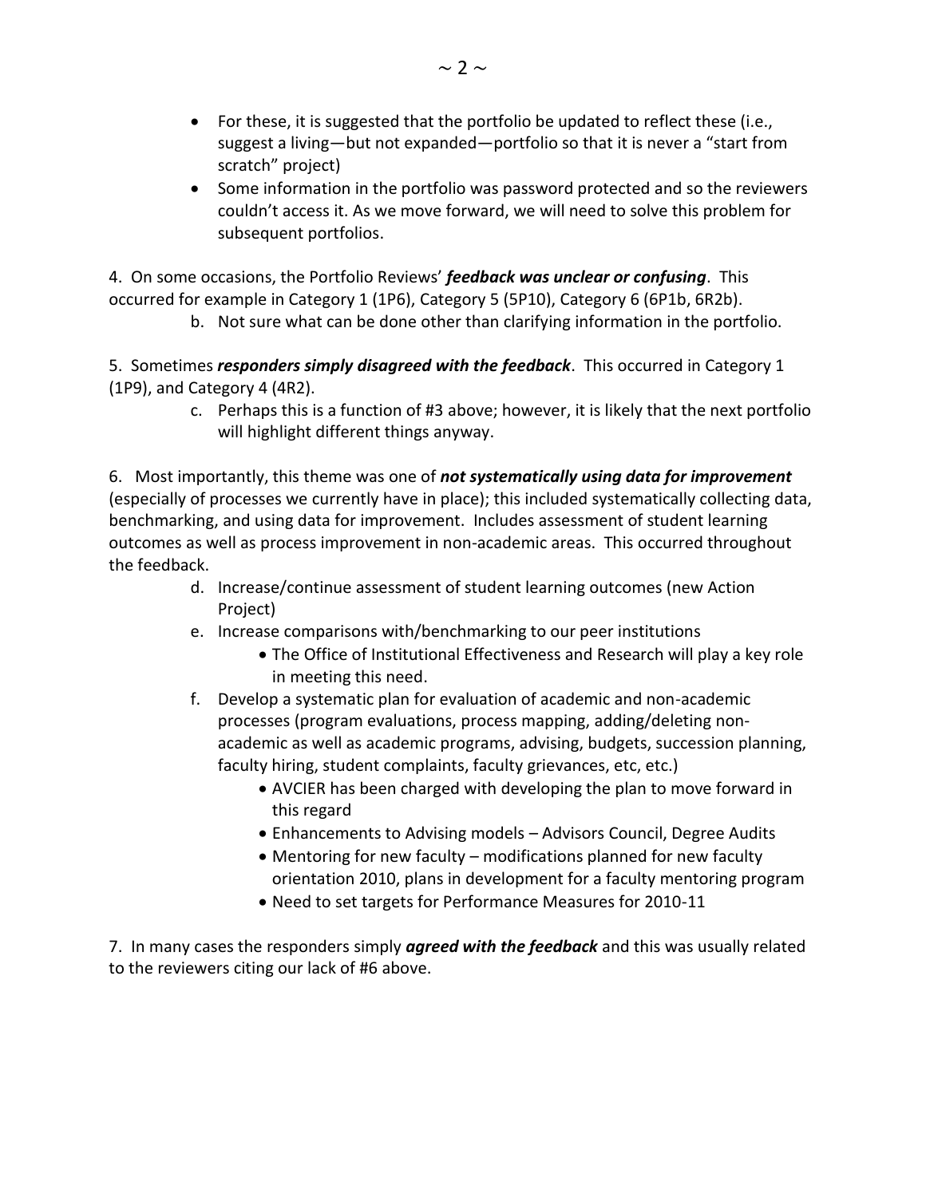- For these, it is suggested that the portfolio be updated to reflect these (i.e., suggest a living—but not expanded—portfolio so that it is never a "start from scratch" project)
- Some information in the portfolio was password protected and so the reviewers couldn't access it. As we move forward, we will need to solve this problem for subsequent portfolios.

4. On some occasions, the Portfolio Reviews' ***feedback was unclear or confusing***. This occurred for example in Category 1 (1P6), Category 5 (5P10), Category 6 (6P1b, 6R2b).

   b. Not sure what can be done other than clarifying information in the portfolio.

5. Sometimes ***responders simply disagreed with the feedback***. This occurred in Category 1 (1P9), and Category 4 (4R2).

   c. Perhaps this is a function of #3 above; however, it is likely that the next portfolio will highlight different things anyway.

6. Most importantly, this theme was one of ***not systematically using data for improvement*** (especially of processes we currently have in place); this included systematically collecting data, benchmarking, and using data for improvement. Includes assessment of student learning outcomes as well as process improvement in non-academic areas. This occurred throughout the feedback.

   d. Increase/continue assessment of student learning outcomes (new Action Project)

   e. Increase comparisons with/benchmarking to our peer institutions
      - The Office of Institutional Effectiveness and Research will play a key role in meeting this need.

   f. Develop a systematic plan for evaluation of academic and non-academic processes (program evaluations, process mapping, adding/deleting non-academic as well as academic programs, advising, budgets, succession planning, faculty hiring, student complaints, faculty grievances, etc, etc.)
      - AVCIER has been charged with developing the plan to move forward in this regard
      - Enhancements to Advising models – Advisors Council, Degree Audits
      - Mentoring for new faculty – modifications planned for new faculty orientation 2010, plans in development for a faculty mentoring program
      - Need to set targets for Performance Measures for 2010-11

7. In many cases the responders simply ***agreed with the feedback*** and this was usually related to the reviewers citing our lack of #6 above.